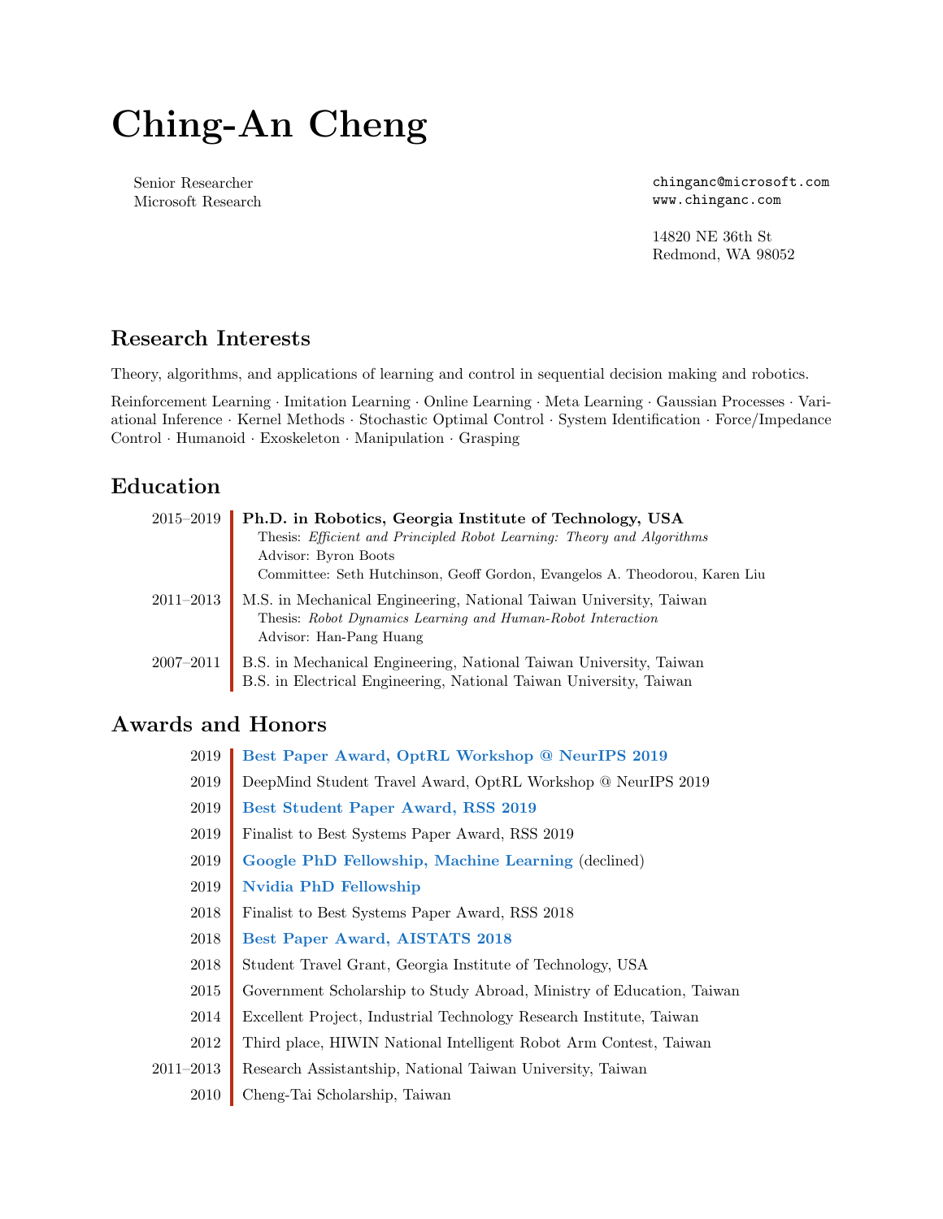# Ching-An Cheng

Senior Researcher
Microsoft Research

chinganc@microsoft.com
www.chinganc.com

14820 NE 36th St
Redmond, WA 98052

## Research Interests

Theory, algorithms, and applications of learning and control in sequential decision making and robotics.

Reinforcement Learning · Imitation Learning · Online Learning · Meta Learning · Gaussian Processes · Variational Inference · Kernel Methods · Stochastic Optimal Control · System Identification · Force/Impedance Control · Humanoid · Exoskeleton · Manipulation · Grasping

## Education

2015–2019 **Ph.D. in Robotics, Georgia Institute of Technology, USA**
Thesis: *Efficient and Principled Robot Learning: Theory and Algorithms*
Advisor: Byron Boots
Committee: Seth Hutchinson, Geoff Gordon, Evangelos A. Theodorou, Karen Liu

2011–2013 M.S. in Mechanical Engineering, National Taiwan University, Taiwan
Thesis: *Robot Dynamics Learning and Human-Robot Interaction*
Advisor: Han-Pang Huang

2007–2011 B.S. in Mechanical Engineering, National Taiwan University, Taiwan
B.S. in Electrical Engineering, National Taiwan University, Taiwan

## Awards and Honors

- 2019 **Best Paper Award, OptRL Workshop @ NeurIPS 2019**
- 2019 DeepMind Student Travel Award, OptRL Workshop @ NeurIPS 2019
- 2019 **Best Student Paper Award, RSS 2019**
- 2019 Finalist to Best Systems Paper Award, RSS 2019
- 2019 **Google PhD Fellowship, Machine Learning** (declined)
- 2019 **Nvidia PhD Fellowship**
- 2018 Finalist to Best Systems Paper Award, RSS 2018
- 2018 **Best Paper Award, AISTATS 2018**
- 2018 Student Travel Grant, Georgia Institute of Technology, USA
- 2015 Government Scholarship to Study Abroad, Ministry of Education, Taiwan
- 2014 Excellent Project, Industrial Technology Research Institute, Taiwan
- 2012 Third place, HIWIN National Intelligent Robot Arm Contest, Taiwan
- 2011–2013 Research Assistantship, National Taiwan University, Taiwan
- 2010 Cheng-Tai Scholarship, Taiwan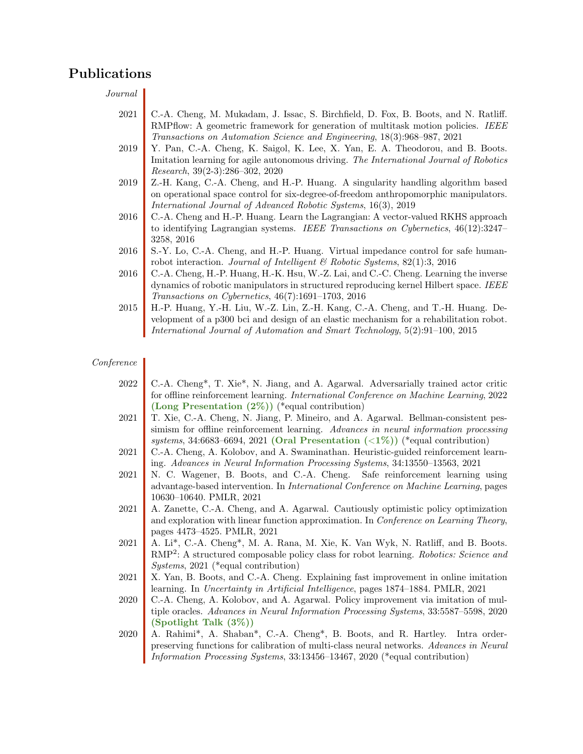# Publications

*Journal*

- 2021 C.-A. Cheng, M. Mukadam, J. Issac, S. Birchfield, D. Fox, B. Boots, and N. Ratliff. RMPflow: A geometric framework for generation of multitask motion policies. *IEEE Transactions on Automation Science and Engineering*, 18(3):968–987, 2021
- 2019 Y. Pan, C.-A. Cheng, K. Saigol, K. Lee, X. Yan, E. A. Theodorou, and B. Boots. Imitation learning for agile autonomous driving. *The International Journal of Robotics Research*, 39(2-3):286–302, 2020
- 2019 Z.-H. Kang, C.-A. Cheng, and H.-P. Huang. A singularity handling algorithm based on operational space control for six-degree-of-freedom anthropomorphic manipulators. *International Journal of Advanced Robotic Systems*, 16(3), 2019
- 2016 C.-A. Cheng and H.-P. Huang. Learn the Lagrangian: A vector-valued RKHS approach to identifying Lagrangian systems. *IEEE Transactions on Cybernetics*, 46(12):3247–3258, 2016
- 2016 S.-Y. Lo, C.-A. Cheng, and H.-P. Huang. Virtual impedance control for safe human-robot interaction. *Journal of Intelligent & Robotic Systems*, 82(1):3, 2016
- 2016 C.-A. Cheng, H.-P. Huang, H.-K. Hsu, W.-Z. Lai, and C.-C. Cheng. Learning the inverse dynamics of robotic manipulators in structured reproducing kernel Hilbert space. *IEEE Transactions on Cybernetics*, 46(7):1691–1703, 2016
- 2015 H.-P. Huang, Y.-H. Liu, W.-Z. Lin, Z.-H. Kang, C.-A. Cheng, and T.-H. Huang. Development of a p300 bci and design of an elastic mechanism for a rehabilitation robot. *International Journal of Automation and Smart Technology*, 5(2):91–100, 2015

*Conference*

- 2022 C.-A. Cheng*, T. Xie*, N. Jiang, and A. Agarwal. Adversarially trained actor critic for offline reinforcement learning. *International Conference on Machine Learning*, 2022 **(Long Presentation (2%))** (*equal contribution)
- 2021 T. Xie, C.-A. Cheng, N. Jiang, P. Mineiro, and A. Agarwal. Bellman-consistent pessimism for offline reinforcement learning. *Advances in neural information processing systems*, 34:6683–6694, 2021 **(Oral Presentation (<1%))** (*equal contribution)
- 2021 C.-A. Cheng, A. Kolobov, and A. Swaminathan. Heuristic-guided reinforcement learning. *Advances in Neural Information Processing Systems*, 34:13550–13563, 2021
- 2021 N. C. Wagener, B. Boots, and C.-A. Cheng. Safe reinforcement learning using advantage-based intervention. In *International Conference on Machine Learning*, pages 10630–10640. PMLR, 2021
- 2021 A. Zanette, C.-A. Cheng, and A. Agarwal. Cautiously optimistic policy optimization and exploration with linear function approximation. In *Conference on Learning Theory*, pages 4473–4525. PMLR, 2021
- 2021 A. Li*, C.-A. Cheng*, M. A. Rana, M. Xie, K. Van Wyk, N. Ratliff, and B. Boots. RMP$^2$: A structured composable policy class for robot learning. *Robotics: Science and Systems*, 2021 (*equal contribution)
- 2021 X. Yan, B. Boots, and C.-A. Cheng. Explaining fast improvement in online imitation learning. In *Uncertainty in Artificial Intelligence*, pages 1874–1884. PMLR, 2021
- 2020 C.-A. Cheng, A. Kolobov, and A. Agarwal. Policy improvement via imitation of multiple oracles. *Advances in Neural Information Processing Systems*, 33:5587–5598, 2020 **(Spotlight Talk (3%))**
- 2020 A. Rahimi*, A. Shaban*, C.-A. Cheng*, B. Boots, and R. Hartley. Intra order-preserving functions for calibration of multi-class neural networks. *Advances in Neural Information Processing Systems*, 33:13456–13467, 2020 (*equal contribution)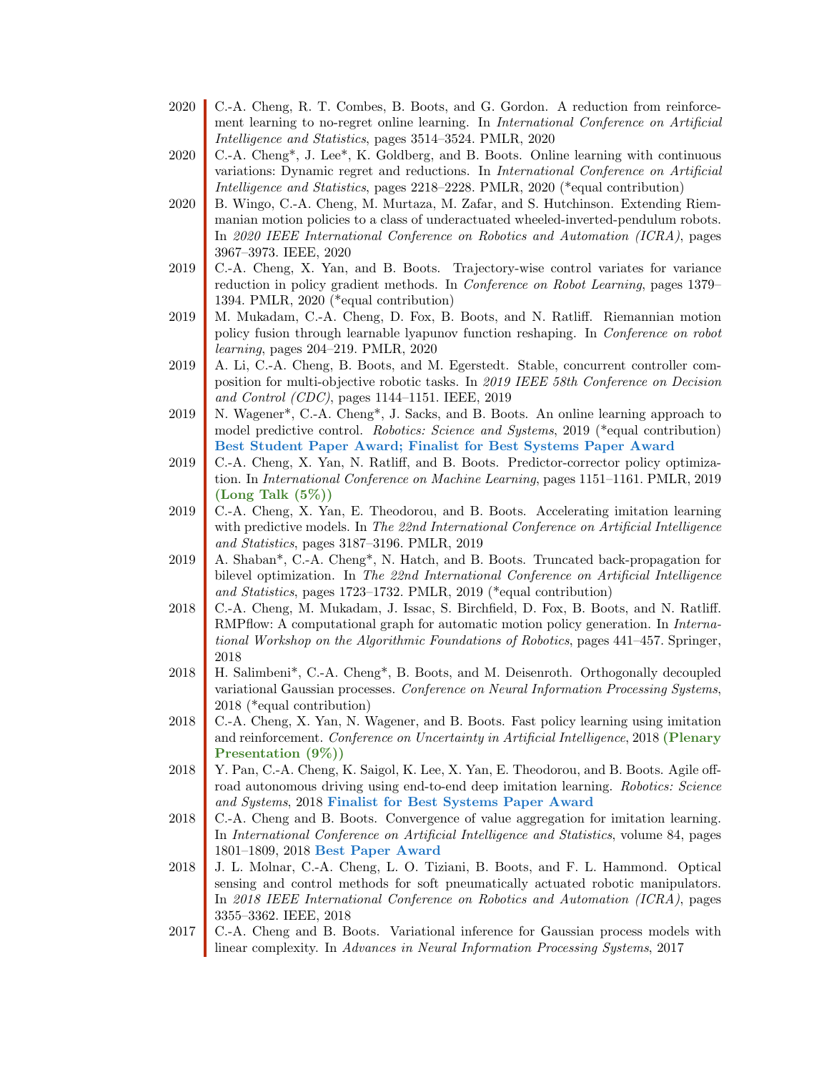2020 C.-A. Cheng, R. T. Combes, B. Boots, and G. Gordon. A reduction from reinforcement learning to no-regret online learning. In *International Conference on Artificial Intelligence and Statistics*, pages 3514–3524. PMLR, 2020

2020 C.-A. Cheng*, J. Lee*, K. Goldberg, and B. Boots. Online learning with continuous variations: Dynamic regret and reductions. In *International Conference on Artificial Intelligence and Statistics*, pages 2218–2228. PMLR, 2020 (*equal contribution)

2020 B. Wingo, C.-A. Cheng, M. Murtaza, M. Zafar, and S. Hutchinson. Extending Riemannian motion policies to a class of underactuated wheeled-inverted-pendulum robots. In *2020 IEEE International Conference on Robotics and Automation (ICRA)*, pages 3967–3973. IEEE, 2020

2019 C.-A. Cheng, X. Yan, and B. Boots. Trajectory-wise control variates for variance reduction in policy gradient methods. In *Conference on Robot Learning*, pages 1379–1394. PMLR, 2020 (*equal contribution)

2019 M. Mukadam, C.-A. Cheng, D. Fox, B. Boots, and N. Ratliff. Riemannian motion policy fusion through learnable lyapunov function reshaping. In *Conference on robot learning*, pages 204–219. PMLR, 2020

2019 A. Li, C.-A. Cheng, B. Boots, and M. Egerstedt. Stable, concurrent controller composition for multi-objective robotic tasks. In *2019 IEEE 58th Conference on Decision and Control (CDC)*, pages 1144–1151. IEEE, 2019

2019 N. Wagener*, C.-A. Cheng*, J. Sacks, and B. Boots. An online learning approach to model predictive control. *Robotics: Science and Systems*, 2019 (*equal contribution) **Best Student Paper Award; Finalist for Best Systems Paper Award**

2019 C.-A. Cheng, X. Yan, N. Ratliff, and B. Boots. Predictor-corrector policy optimization. In *International Conference on Machine Learning*, pages 1151–1161. PMLR, 2019 **(Long Talk (5%))**

2019 C.-A. Cheng, X. Yan, E. Theodorou, and B. Boots. Accelerating imitation learning with predictive models. In *The 22nd International Conference on Artificial Intelligence and Statistics*, pages 3187–3196. PMLR, 2019

2019 A. Shaban*, C.-A. Cheng*, N. Hatch, and B. Boots. Truncated back-propagation for bilevel optimization. In *The 22nd International Conference on Artificial Intelligence and Statistics*, pages 1723–1732. PMLR, 2019 (*equal contribution)

2018 C.-A. Cheng, M. Mukadam, J. Issac, S. Birchfield, D. Fox, B. Boots, and N. Ratliff. RMPflow: A computational graph for automatic motion policy generation. In *International Workshop on the Algorithmic Foundations of Robotics*, pages 441–457. Springer, 2018

2018 H. Salimbeni*, C.-A. Cheng*, B. Boots, and M. Deisenroth. Orthogonally decoupled variational Gaussian processes. *Conference on Neural Information Processing Systems*, 2018 (*equal contribution)

2018 C.-A. Cheng, X. Yan, N. Wagener, and B. Boots. Fast policy learning using imitation and reinforcement. *Conference on Uncertainty in Artificial Intelligence*, 2018 **(Plenary Presentation (9%))**

2018 Y. Pan, C.-A. Cheng, K. Saigol, K. Lee, X. Yan, E. Theodorou, and B. Boots. Agile off-road autonomous driving using end-to-end deep imitation learning. *Robotics: Science and Systems*, 2018 **Finalist for Best Systems Paper Award**

2018 C.-A. Cheng and B. Boots. Convergence of value aggregation for imitation learning. In *International Conference on Artificial Intelligence and Statistics*, volume 84, pages 1801–1809, 2018 **Best Paper Award**

2018 J. L. Molnar, C.-A. Cheng, L. O. Tiziani, B. Boots, and F. L. Hammond. Optical sensing and control methods for soft pneumatically actuated robotic manipulators. In *2018 IEEE International Conference on Robotics and Automation (ICRA)*, pages 3355–3362. IEEE, 2018

2017 C.-A. Cheng and B. Boots. Variational inference for Gaussian process models with linear complexity. In *Advances in Neural Information Processing Systems*, 2017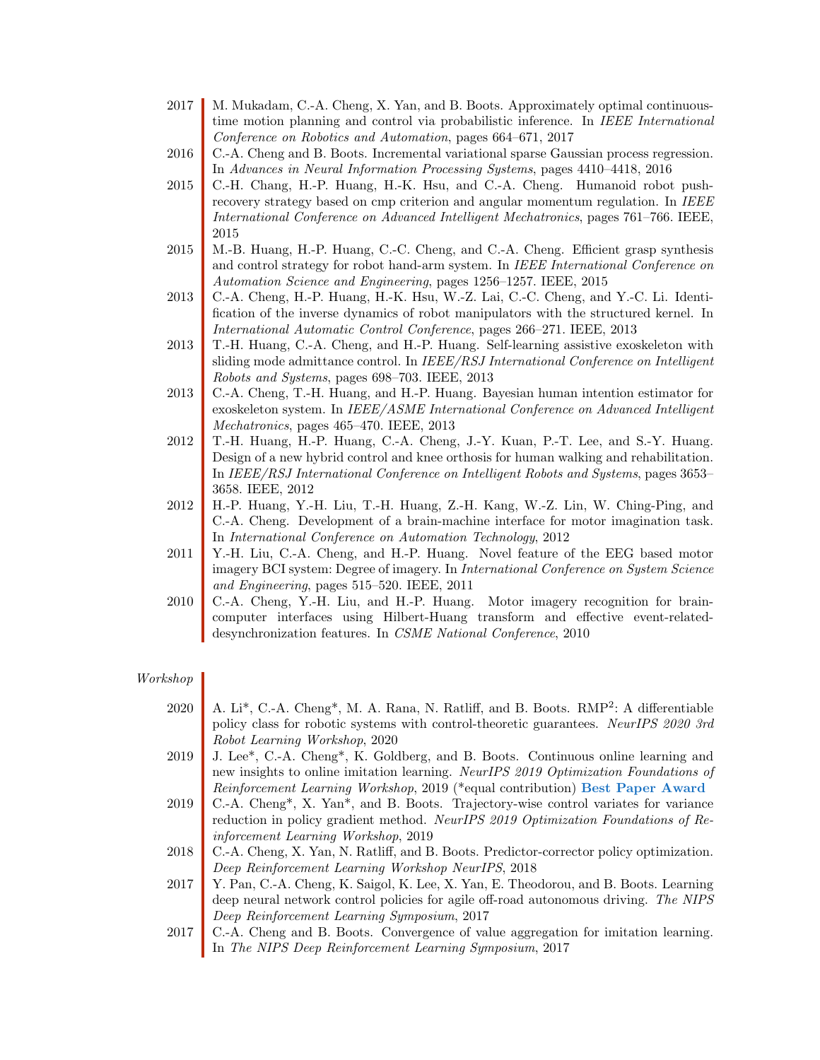2017 M. Mukadam, C.-A. Cheng, X. Yan, and B. Boots. Approximately optimal continuous-time motion planning and control via probabilistic inference. In *IEEE International Conference on Robotics and Automation*, pages 664–671, 2017

2016 C.-A. Cheng and B. Boots. Incremental variational sparse Gaussian process regression. In *Advances in Neural Information Processing Systems*, pages 4410–4418, 2016

2015 C.-H. Chang, H.-P. Huang, H.-K. Hsu, and C.-A. Cheng. Humanoid robot push-recovery strategy based on cmp criterion and angular momentum regulation. In *IEEE International Conference on Advanced Intelligent Mechatronics*, pages 761–766. IEEE, 2015

2015 M.-B. Huang, H.-P. Huang, C.-C. Cheng, and C.-A. Cheng. Efficient grasp synthesis and control strategy for robot hand-arm system. In *IEEE International Conference on Automation Science and Engineering*, pages 1256–1257. IEEE, 2015

2013 C.-A. Cheng, H.-P. Huang, H.-K. Hsu, W.-Z. Lai, C.-C. Cheng, and Y.-C. Li. Identification of the inverse dynamics of robot manipulators with the structured kernel. In *International Automatic Control Conference*, pages 266–271. IEEE, 2013

2013 T.-H. Huang, C.-A. Cheng, and H.-P. Huang. Self-learning assistive exoskeleton with sliding mode admittance control. In *IEEE/RSJ International Conference on Intelligent Robots and Systems*, pages 698–703. IEEE, 2013

2013 C.-A. Cheng, T.-H. Huang, and H.-P. Huang. Bayesian human intention estimator for exoskeleton system. In *IEEE/ASME International Conference on Advanced Intelligent Mechatronics*, pages 465–470. IEEE, 2013

2012 T.-H. Huang, H.-P. Huang, C.-A. Cheng, J.-Y. Kuan, P.-T. Lee, and S.-Y. Huang. Design of a new hybrid control and knee orthosis for human walking and rehabilitation. In *IEEE/RSJ International Conference on Intelligent Robots and Systems*, pages 3653–3658. IEEE, 2012

2012 H.-P. Huang, Y.-H. Liu, T.-H. Huang, Z.-H. Kang, W.-Z. Lin, W. Ching-Ping, and C.-A. Cheng. Development of a brain-machine interface for motor imagination task. In *International Conference on Automation Technology*, 2012

2011 Y.-H. Liu, C.-A. Cheng, and H.-P. Huang. Novel feature of the EEG based motor imagery BCI system: Degree of imagery. In *International Conference on System Science and Engineering*, pages 515–520. IEEE, 2011

2010 C.-A. Cheng, Y.-H. Liu, and H.-P. Huang. Motor imagery recognition for brain-computer interfaces using Hilbert-Huang transform and effective event-related-desynchronization features. In *CSME National Conference*, 2010

*Workshop*

2020 A. Li*, C.-A. Cheng*, M. A. Rana, N. Ratliff, and B. Boots. RMP$^2$: A differentiable policy class for robotic systems with control-theoretic guarantees. *NeurIPS 2020 3rd Robot Learning Workshop*, 2020

2019 J. Lee*, C.-A. Cheng*, K. Goldberg, and B. Boots. Continuous online learning and new insights to online imitation learning. *NeurIPS 2019 Optimization Foundations of Reinforcement Learning Workshop*, 2019 (*equal contribution) **Best Paper Award**

2019 C.-A. Cheng*, X. Yan*, and B. Boots. Trajectory-wise control variates for variance reduction in policy gradient method. *NeurIPS 2019 Optimization Foundations of Reinforcement Learning Workshop*, 2019

2018 C.-A. Cheng, X. Yan, N. Ratliff, and B. Boots. Predictor-corrector policy optimization. *Deep Reinforcement Learning Workshop NeurIPS*, 2018

2017 Y. Pan, C.-A. Cheng, K. Saigol, K. Lee, X. Yan, E. Theodorou, and B. Boots. Learning deep neural network control policies for agile off-road autonomous driving. *The NIPS Deep Reinforcement Learning Symposium*, 2017

2017 C.-A. Cheng and B. Boots. Convergence of value aggregation for imitation learning. In *The NIPS Deep Reinforcement Learning Symposium*, 2017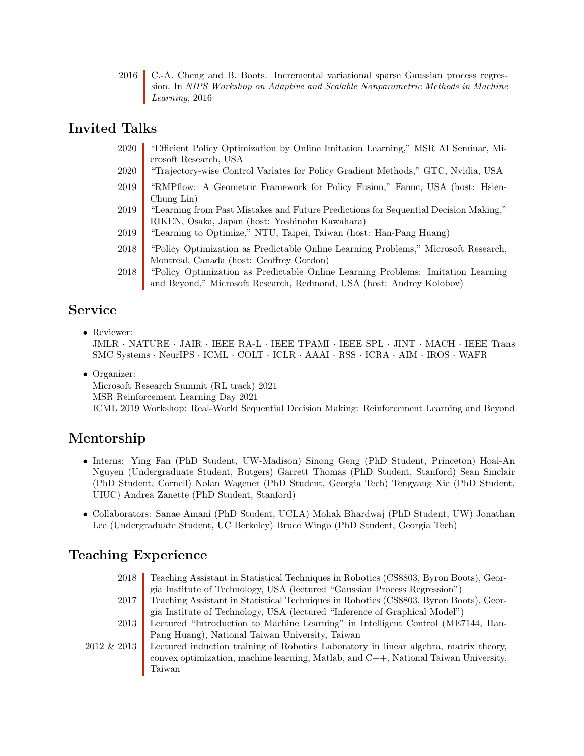2016 C.-A. Cheng and B. Boots. Incremental variational sparse Gaussian process regression. In *NIPS Workshop on Adaptive and Scalable Nonparametric Methods in Machine Learning*, 2016

## Invited Talks

- 2020 "Efficient Policy Optimization by Online Imitation Learning," MSR AI Seminar, Microsoft Research, USA
- 2020 "Trajectory-wise Control Variates for Policy Gradient Methods," GTC, Nvidia, USA
- 2019 "RMPflow: A Geometric Framework for Policy Fusion," Fanuc, USA (host: Hsien-Chung Lin)
- 2019 "Learning from Past Mistakes and Future Predictions for Sequential Decision Making," RIKEN, Osaka, Japan (host: Yoshinobu Kawahara)
- 2019 "Learning to Optimize," NTU, Taipei, Taiwan (host: Han-Pang Huang)
- 2018 "Policy Optimization as Predictable Online Learning Problems," Microsoft Research, Montreal, Canada (host: Geoffrey Gordon)
- 2018 "Policy Optimization as Predictable Online Learning Problems: Imitation Learning and Beyond," Microsoft Research, Redmond, USA (host: Andrey Kolobov)

## Service

- Reviewer:
  JMLR · NATURE · JAIR · IEEE RA-L · IEEE TPAMI · IEEE SPL · JINT · MACH · IEEE Trans SMC Systems · NeurIPS · ICML · COLT · ICLR · AAAI · RSS · ICRA · AIM · IROS · WAFR
- Organizer:
  Microsoft Research Summit (RL track) 2021
  MSR Reinforcement Learning Day 2021
  ICML 2019 Workshop: Real-World Sequential Decision Making: Reinforcement Learning and Beyond

## Mentorship

- Interns: Ying Fan (PhD Student, UW-Madison) Sinong Geng (PhD Student, Princeton) Hoai-An Nguyen (Undergraduate Student, Rutgers) Garrett Thomas (PhD Student, Stanford) Sean Sinclair (PhD Student, Cornell) Nolan Wagener (PhD Student, Georgia Tech) Tengyang Xie (PhD Student, UIUC) Andrea Zanette (PhD Student, Stanford)
- Collaborators: Sanae Amani (PhD Student, UCLA) Mohak Bhardwaj (PhD Student, UW) Jonathan Lee (Undergraduate Student, UC Berkeley) Bruce Wingo (PhD Student, Georgia Tech)

## Teaching Experience

- 2018 Teaching Assistant in Statistical Techniques in Robotics (CS8803, Byron Boots), Georgia Institute of Technology, USA (lectured "Gaussian Process Regression")
- 2017 Teaching Assistant in Statistical Techniques in Robotics (CS8803, Byron Boots), Georgia Institute of Technology, USA (lectured "Inference of Graphical Model")
- 2013 Lectured "Introduction to Machine Learning" in Intelligent Control (ME7144, Han-Pang Huang), National Taiwan University, Taiwan
- 2012 & 2013 Lectured induction training of Robotics Laboratory in linear algebra, matrix theory, convex optimization, machine learning, Matlab, and C++, National Taiwan University, Taiwan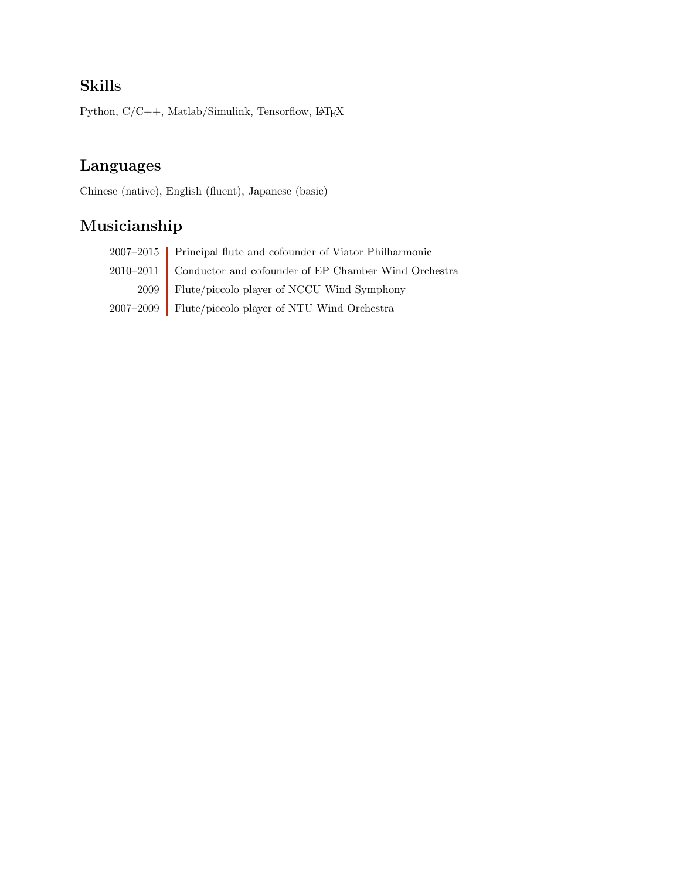## Skills

Python, C/C++, Matlab/Simulink, Tensorflow, LaTeX

## Languages

Chinese (native), English (fluent), Japanese (basic)

## Musicianship

| | |
|---|---|
| 2007–2015 | Principal flute and cofounder of Viator Philharmonic |
| 2010–2011 | Conductor and cofounder of EP Chamber Wind Orchestra |
| 2009 | Flute/piccolo player of NCCU Wind Symphony |
| 2007–2009 | Flute/piccolo player of NTU Wind Orchestra |